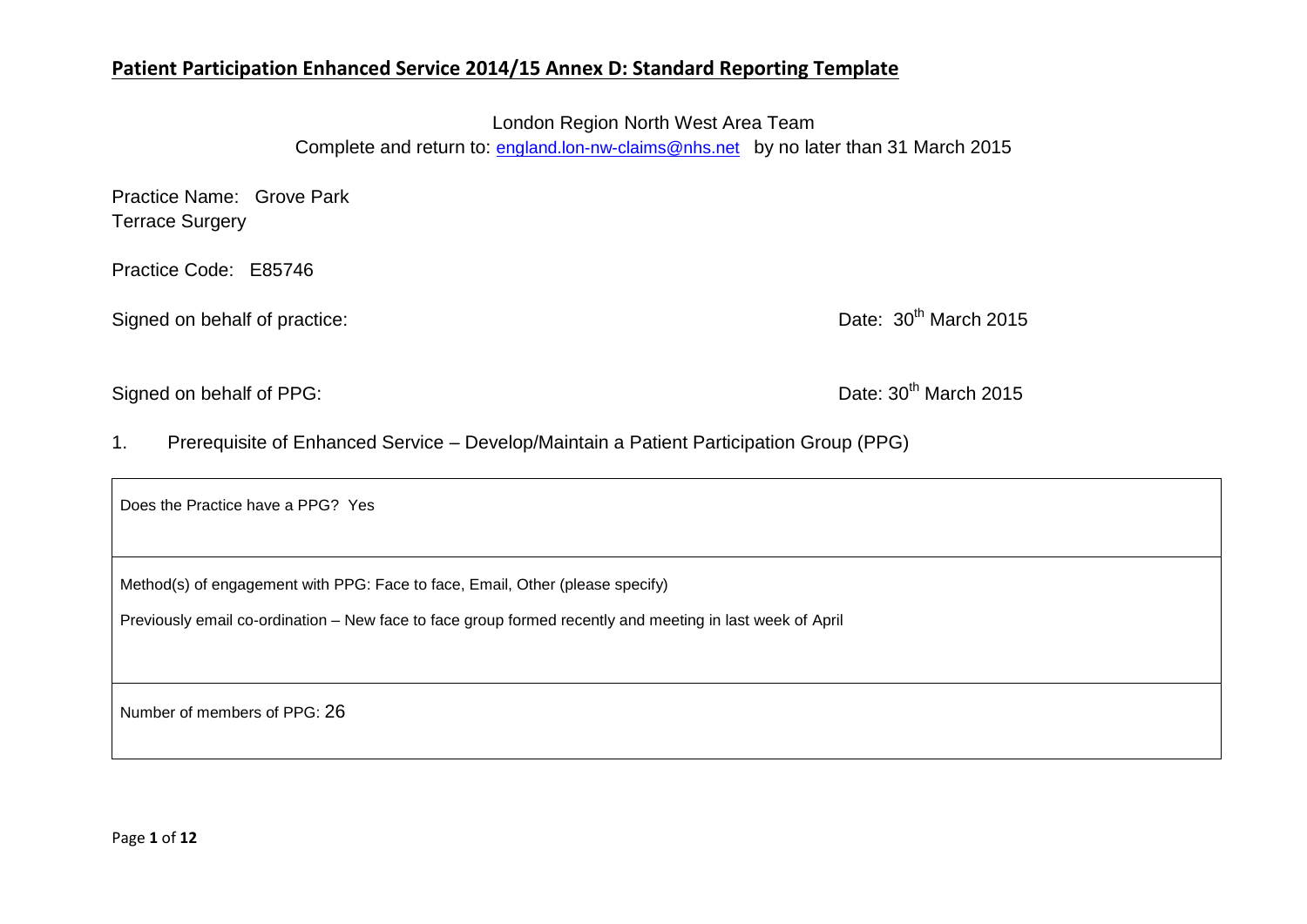# **Patient Participation Enhanced Service 2014/15 Annex D: Standard Reporting Template**

London Region North West Area Team

Complete and return to: england.lon-nw-claims@nhs.net by no later than 31 March 2015

Practice Name: Grove Park Terrace Surgery

Practice Code: E85746

Signed on behalf of practice: Date: 30th March 2015

Signed on behalf of PPG: Date: 30th March 2015

1. Prerequisite of Enhanced Service – Develop/Maintain a Patient Participation Group (PPG)

| |
|---|
| Does the Practice have a PPG? Yes |
| Method(s) of engagement with PPG: Face to face, Email, Other (please specify)<br><br>Previously email co-ordination – New face to face group formed recently and meeting in last week of April |
| Number of members of PPG: 26 |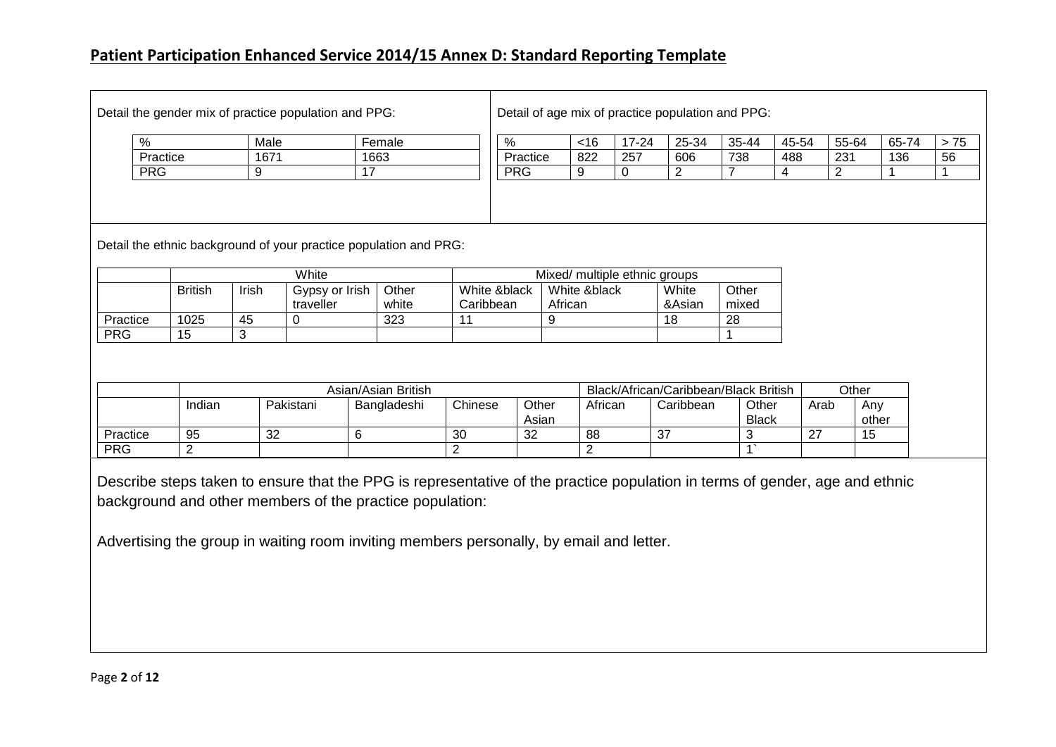## Patient Participation Enhanced Service 2014/15 Annex D: Standard Reporting Template

Detail the gender mix of practice population and PPG:

| % | Male | Female |
|---|---|---|
| Practice | 1671 | 1663 |
| PRG | 9 | 17 |

Detail of age mix of practice population and PPG:

| % | <16 | 17-24 | 25-34 | 35-44 | 45-54 | 55-64 | 65-74 | > 75 |
|---|---|---|---|---|---|---|---|---|
| Practice | 822 | 257 | 606 | 738 | 488 | 231 | 136 | 56 |
| PRG | 9 | 0 | 2 | 7 | 4 | 2 | 1 | 1 |

Detail the ethnic background of your practice population and PRG:

| | White | | | | Mixed/ multiple ethnic groups | | | |
|---|---|---|---|---|---|---|---|---|
| | British | Irish | Gypsy or Irish traveller | Other white | White &black Caribbean | White &black African | White &Asian | Other mixed |
| Practice | 1025 | 45 | 0 | 323 | 11 | 9 | 18 | 28 |
| PRG | 15 | 3 | | | | | | 1 |

| | Asian/Asian British | | | | | Black/African/Caribbean/Black British | | | Other | |
|---|---|---|---|---|---|---|---|---|---|---|
| | Indian | Pakistani | Bangladeshi | Chinese | Other Asian | African | Caribbean | Other Black | Arab | Any other |
| Practice | 95 | 32 | 6 | 30 | 32 | 88 | 37 | 3 | 27 | 15 |
| PRG | 2 | | | 2 | | 2 | | 1` | | |

Describe steps taken to ensure that the PPG is representative of the practice population in terms of gender, age and ethnic background and other members of the practice population:

Advertising the group in waiting room inviting members personally, by email and letter.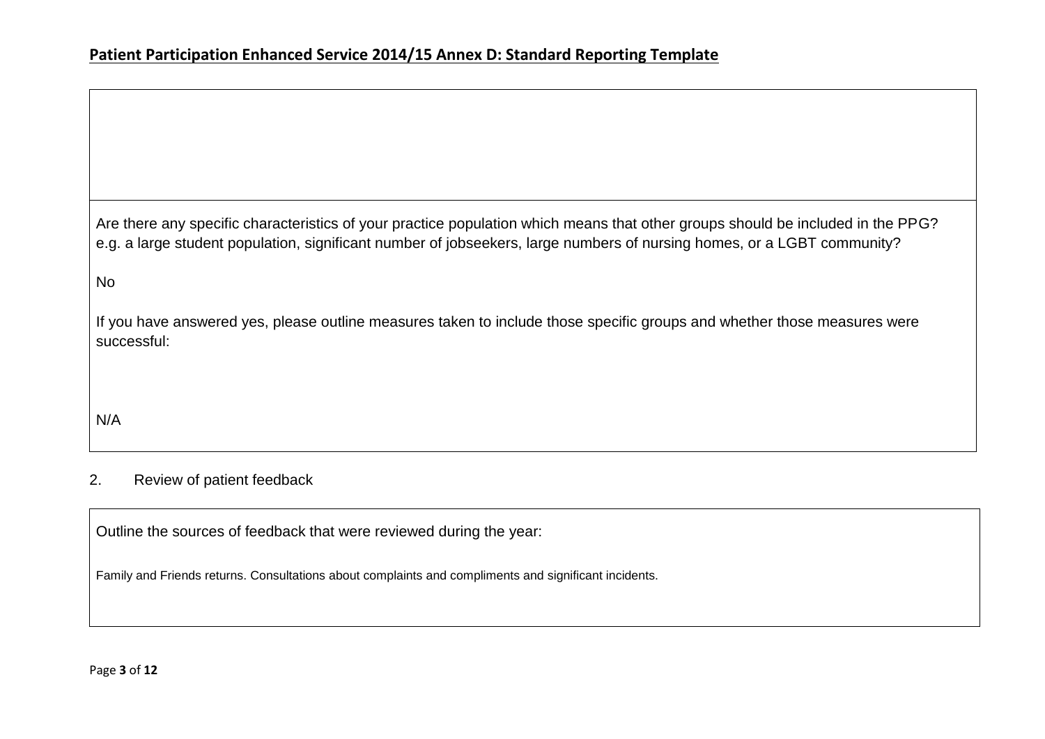## Patient Participation Enhanced Service 2014/15 Annex D: Standard Reporting Template

Are there any specific characteristics of your practice population which means that other groups should be included in the PPG? e.g. a large student population, significant number of jobseekers, large numbers of nursing homes, or a LGBT community?

No

If you have answered yes, please outline measures taken to include those specific groups and whether those measures were successful:

N/A

2. Review of patient feedback

Outline the sources of feedback that were reviewed during the year:

Family and Friends returns. Consultations about complaints and compliments and significant incidents.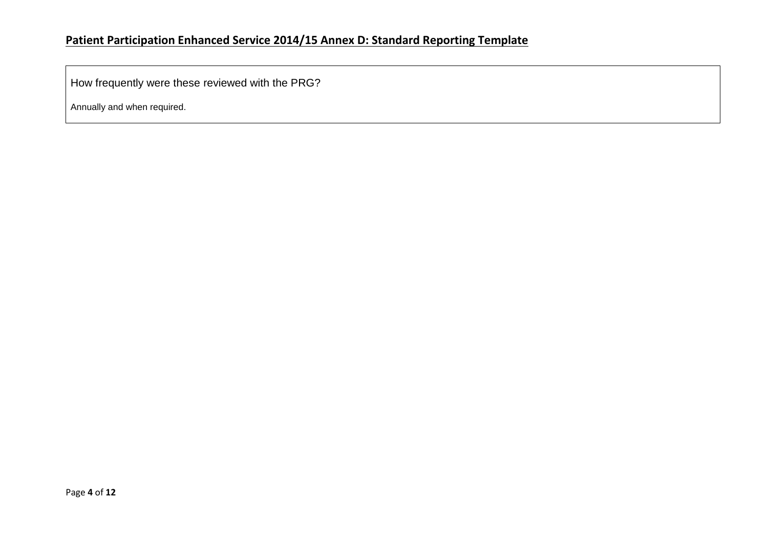How frequently were these reviewed with the PRG?

Annually and when required.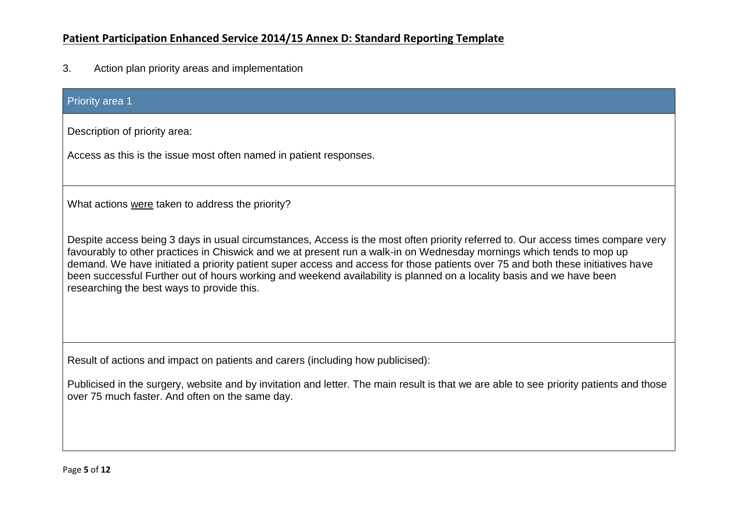## Patient Participation Enhanced Service 2014/15 Annex D: Standard Reporting Template

3. Action plan priority areas and implementation

### Priority area 1

Description of priority area:

Access as this is the issue most often named in patient responses.

What actions were taken to address the priority?

Despite access being 3 days in usual circumstances, Access is the most often priority referred to. Our access times compare very favourably to other practices in Chiswick and we at present run a walk-in on Wednesday mornings which tends to mop up demand. We have initiated a priority patient super access and access for those patients over 75 and both these initiatives have been successful Further out of hours working and weekend availability is planned on a locality basis and we have been researching the best ways to provide this.

Result of actions and impact on patients and carers (including how publicised):

Publicised in the surgery, website and by invitation and letter. The main result is that we are able to see priority patients and those over 75 much faster. And often on the same day.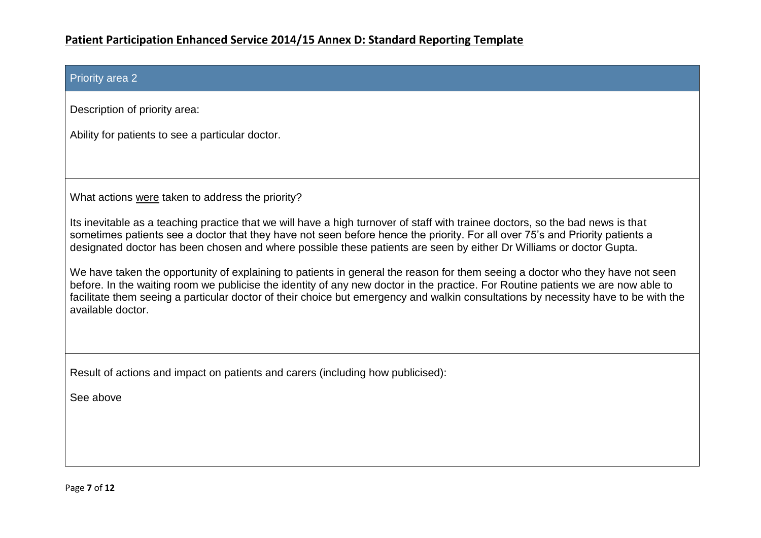## Priority area 2

Description of priority area:

Ability for patients to see a particular doctor.

What actions were taken to address the priority?

Its inevitable as a teaching practice that we will have a high turnover of staff with trainee doctors, so the bad news is that sometimes patients see a doctor that they have not seen before hence the priority. For all over 75's and Priority patients a designated doctor has been chosen and where possible these patients are seen by either Dr Williams or doctor Gupta.

We have taken the opportunity of explaining to patients in general the reason for them seeing a doctor who they have not seen before. In the waiting room we publicise the identity of any new doctor in the practice. For Routine patients we are now able to facilitate them seeing a particular doctor of their choice but emergency and walkin consultations by necessity have to be with the available doctor.

Result of actions and impact on patients and carers (including how publicised):

See above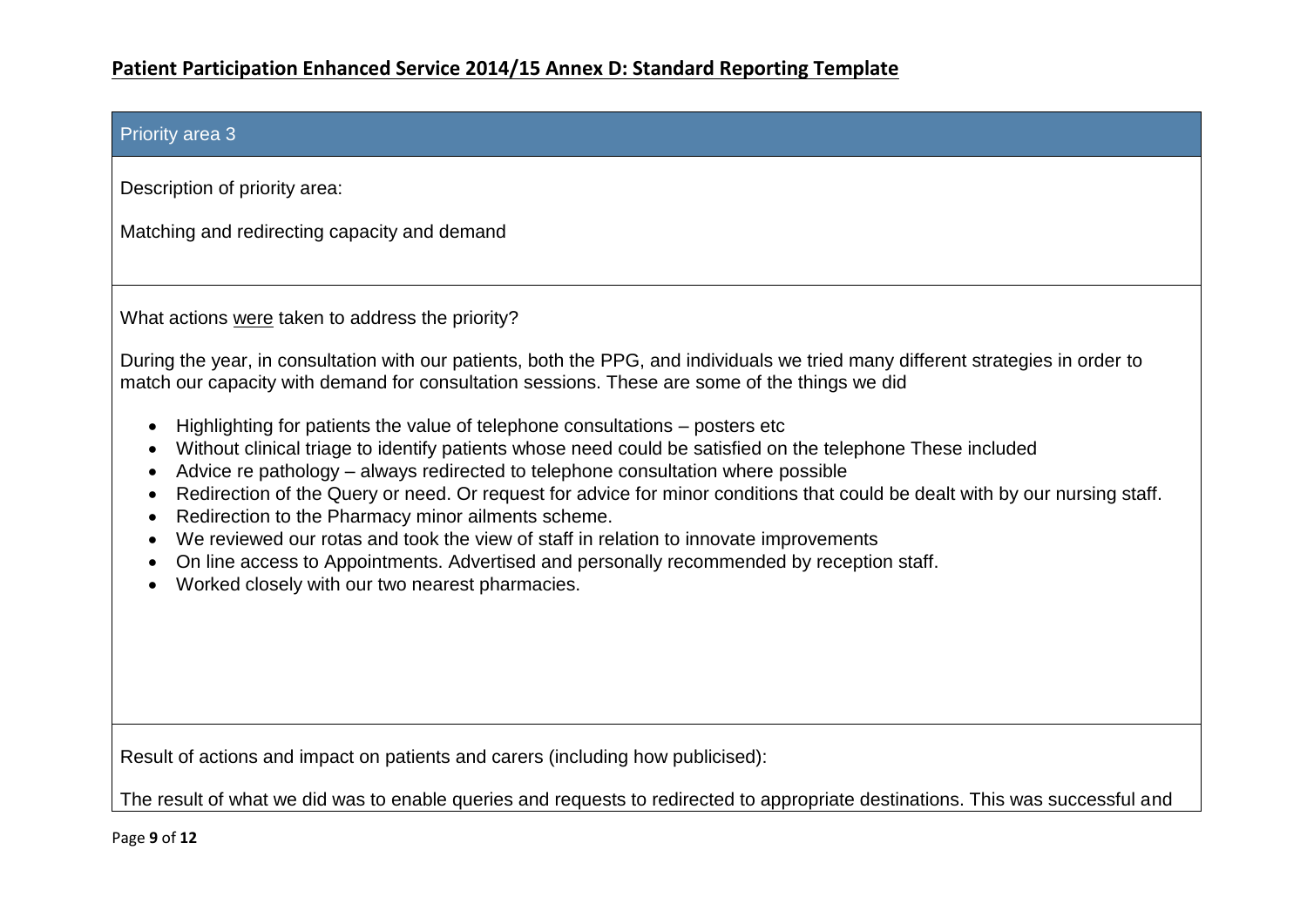## Patient Participation Enhanced Service 2014/15 Annex D: Standard Reporting Template

### Priority area 3

Description of priority area:

Matching and redirecting capacity and demand

What actions were taken to address the priority?

During the year, in consultation with our patients, both the PPG, and individuals we tried many different strategies in order to match our capacity with demand for consultation sessions. These are some of the things we did

- Highlighting for patients the value of telephone consultations – posters etc
- Without clinical triage to identify patients whose need could be satisfied on the telephone These included
- Advice re pathology – always redirected to telephone consultation where possible
- Redirection of the Query or need. Or request for advice for minor conditions that could be dealt with by our nursing staff.
- Redirection to the Pharmacy minor ailments scheme.
- We reviewed our rotas and took the view of staff in relation to innovate improvements
- On line access to Appointments. Advertised and personally recommended by reception staff.
- Worked closely with our two nearest pharmacies.

Result of actions and impact on patients and carers (including how publicised):

The result of what we did was to enable queries and requests to redirected to appropriate destinations. This was successful and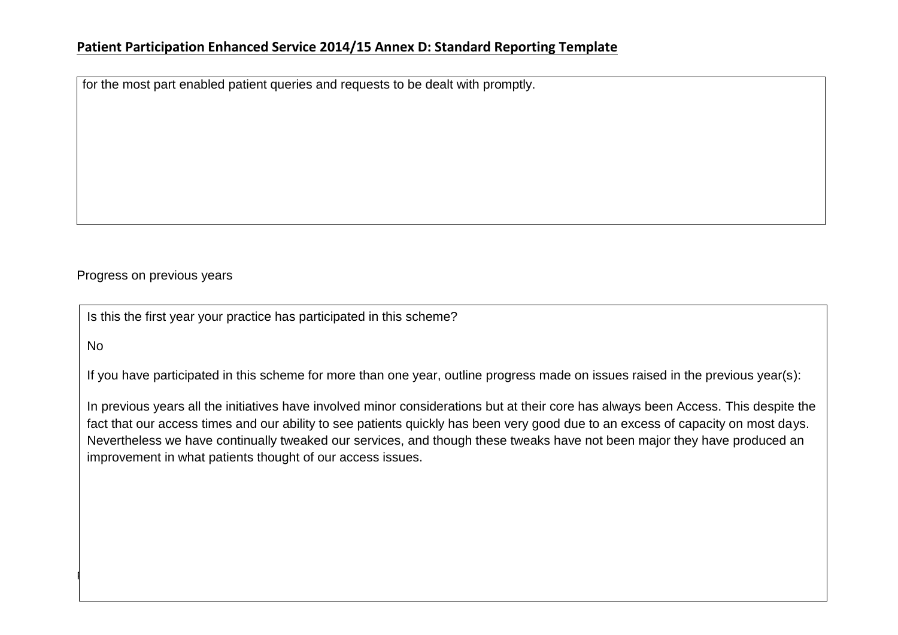for the most part enabled patient queries and requests to be dealt with promptly.

Progress on previous years

Is this the first year your practice has participated in this scheme?

No

If you have participated in this scheme for more than one year, outline progress made on issues raised in the previous year(s):

In previous years all the initiatives have involved minor considerations but at their core has always been Access. This despite the fact that our access times and our ability to see patients quickly has been very good due to an excess of capacity on most days. Nevertheless we have continually tweaked our services, and though these tweaks have not been major they have produced an improvement in what patients thought of our access issues.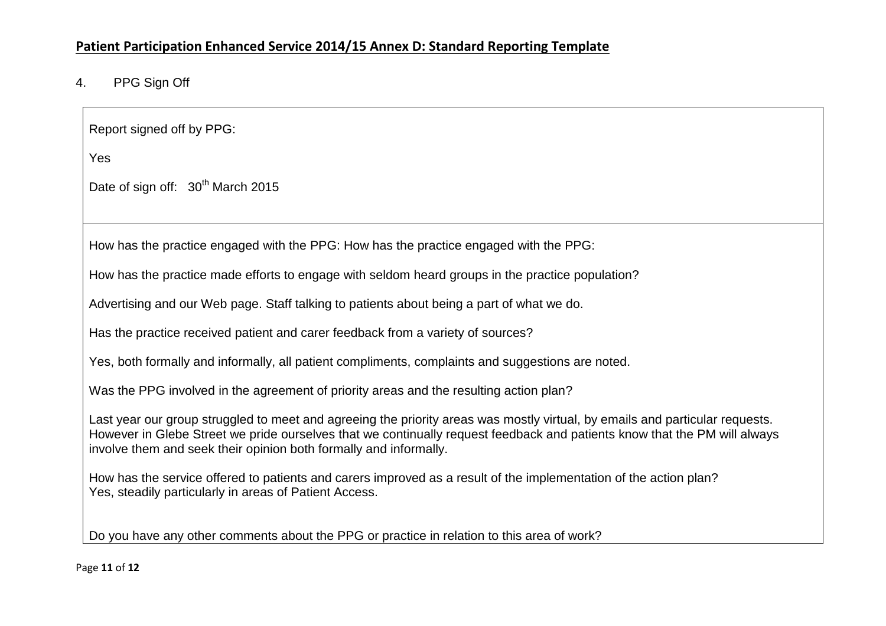## Patient Participation Enhanced Service 2014/15 Annex D: Standard Reporting Template

4. PPG Sign Off

Report signed off by PPG:

Yes

Date of sign off: 30th March 2015

How has the practice engaged with the PPG: How has the practice engaged with the PPG:

How has the practice made efforts to engage with seldom heard groups in the practice population?

Advertising and our Web page. Staff talking to patients about being a part of what we do.

Has the practice received patient and carer feedback from a variety of sources?

Yes, both formally and informally, all patient compliments, complaints and suggestions are noted.

Was the PPG involved in the agreement of priority areas and the resulting action plan?

Last year our group struggled to meet and agreeing the priority areas was mostly virtual, by emails and particular requests. However in Glebe Street we pride ourselves that we continually request feedback and patients know that the PM will always involve them and seek their opinion both formally and informally.

How has the service offered to patients and carers improved as a result of the implementation of the action plan?
Yes, steadily particularly in areas of Patient Access.

Do you have any other comments about the PPG or practice in relation to this area of work?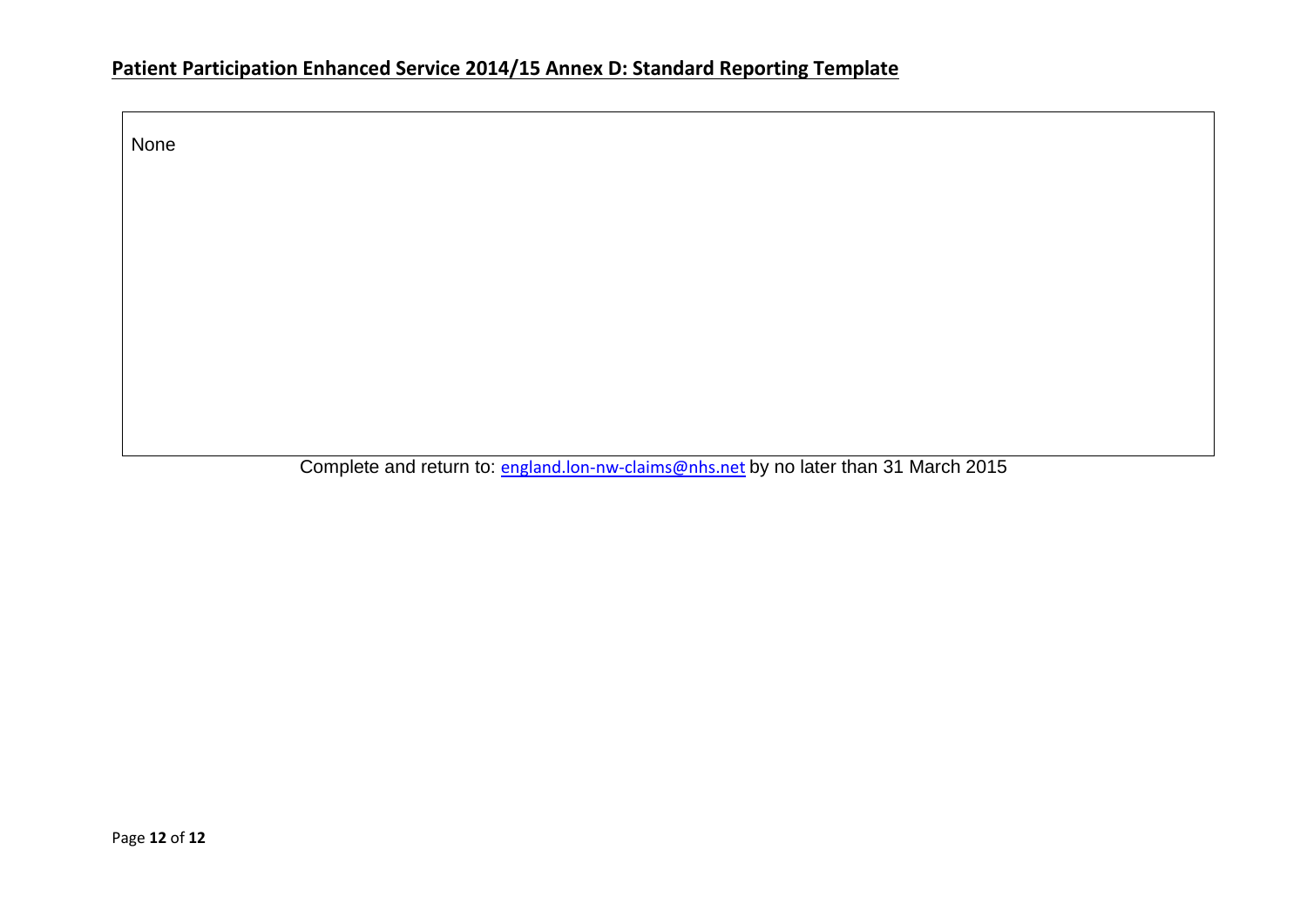None

Complete and return to: england.lon-nw-claims@nhs.net by no later than 31 March 2015